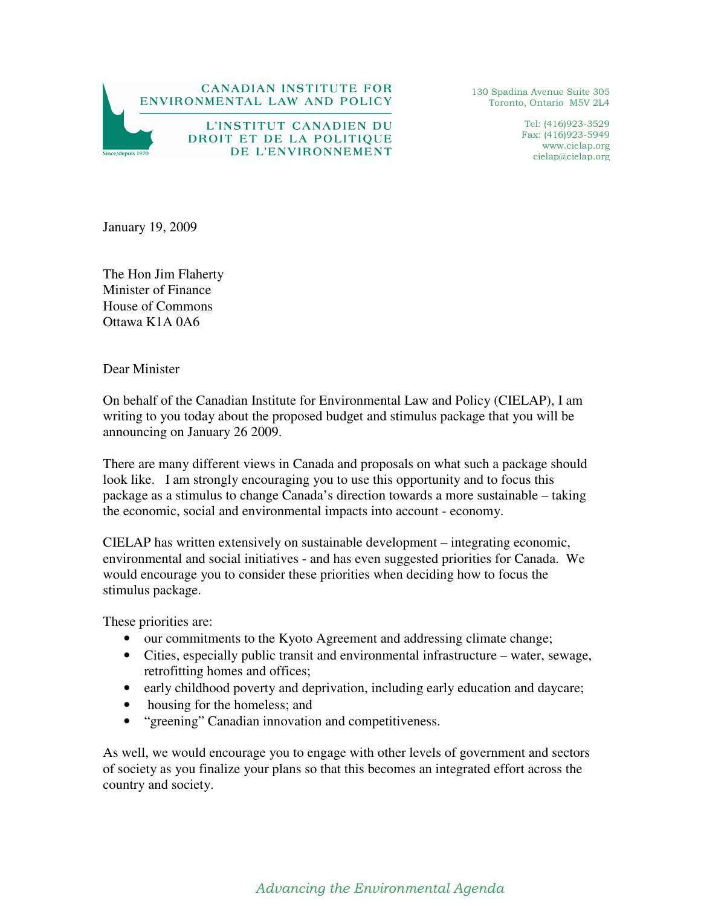CANADIAN INSTITUTE FOR ENVIRONMENTAL LAW AND POLICY

L'INSTITUT CANADIEN DU DROIT ET DE LA POLITIQUE DE L'ENVIRONNEMENT

Since/depuis 1970

130 Spadina Avenue Suite 305
Toronto, Ontario M5V 2L4

Tel: (416)923-3529
Fax: (416)923-5949
www.cielap.org
cielap@cielap.org

January 19, 2009

The Hon Jim Flaherty
Minister of Finance
House of Commons
Ottawa K1A 0A6

Dear Minister

On behalf of the Canadian Institute for Environmental Law and Policy (CIELAP), I am writing to you today about the proposed budget and stimulus package that you will be announcing on January 26 2009.

There are many different views in Canada and proposals on what such a package should look like. I am strongly encouraging you to use this opportunity and to focus this package as a stimulus to change Canada's direction towards a more sustainable – taking the economic, social and environmental impacts into account - economy.

CIELAP has written extensively on sustainable development – integrating economic, environmental and social initiatives - and has even suggested priorities for Canada. We would encourage you to consider these priorities when deciding how to focus the stimulus package.

These priorities are:

- our commitments to the Kyoto Agreement and addressing climate change;
- Cities, especially public transit and environmental infrastructure – water, sewage, retrofitting homes and offices;
- early childhood poverty and deprivation, including early education and daycare;
- housing for the homeless; and
- "greening" Canadian innovation and competitiveness.

As well, we would encourage you to engage with other levels of government and sectors of society as you finalize your plans so that this becomes an integrated effort across the country and society.

*Advancing the Environmental Agenda*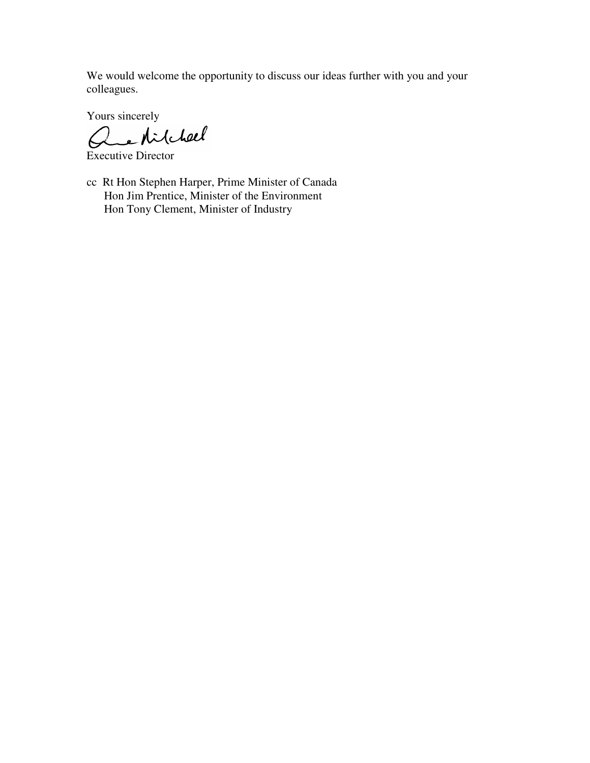We would welcome the opportunity to discuss our ideas further with you and your colleagues.

Yours sincerely

Executive Director

cc Rt Hon Stephen Harper, Prime Minister of Canada
Hon Jim Prentice, Minister of the Environment
Hon Tony Clement, Minister of Industry